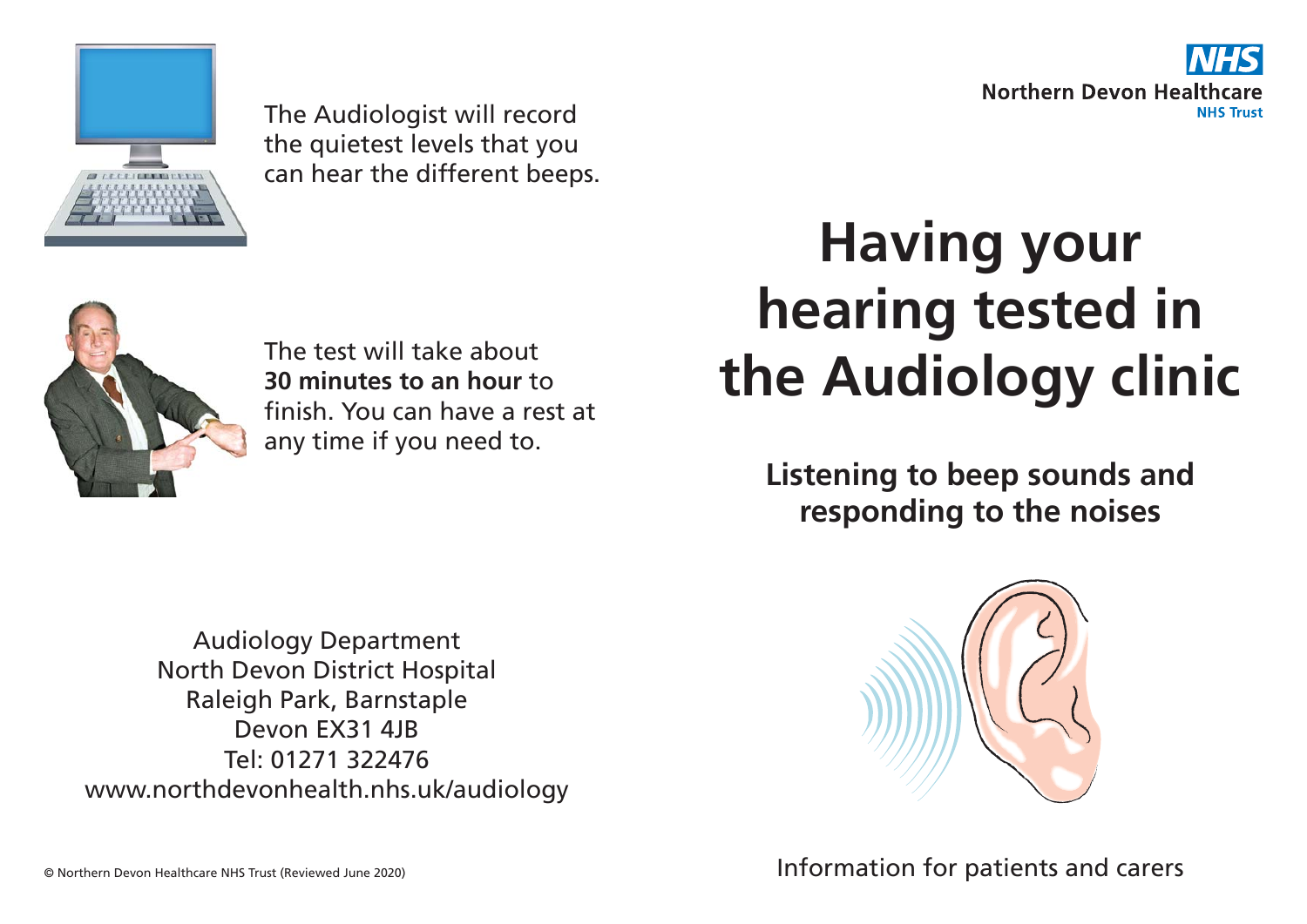The Audiologist will record the quietest levels that you can hear the different beeps.

The test will take about **30 minutes to an hour** to finish. You can have a rest at any time if you need to.

Audiology Department
North Devon District Hospital
Raleigh Park, Barnstaple
Devon EX31 4JB
Tel: 01271 322476
www.northdevonhealth.nhs.uk/audiology

© Northern Devon Healthcare NHS Trust (Reviewed June 2020)

**NHS**
**Northern Devon Healthcare**
**NHS Trust**

# Having your hearing tested in the Audiology clinic

## Listening to beep sounds and responding to the noises

Information for patients and carers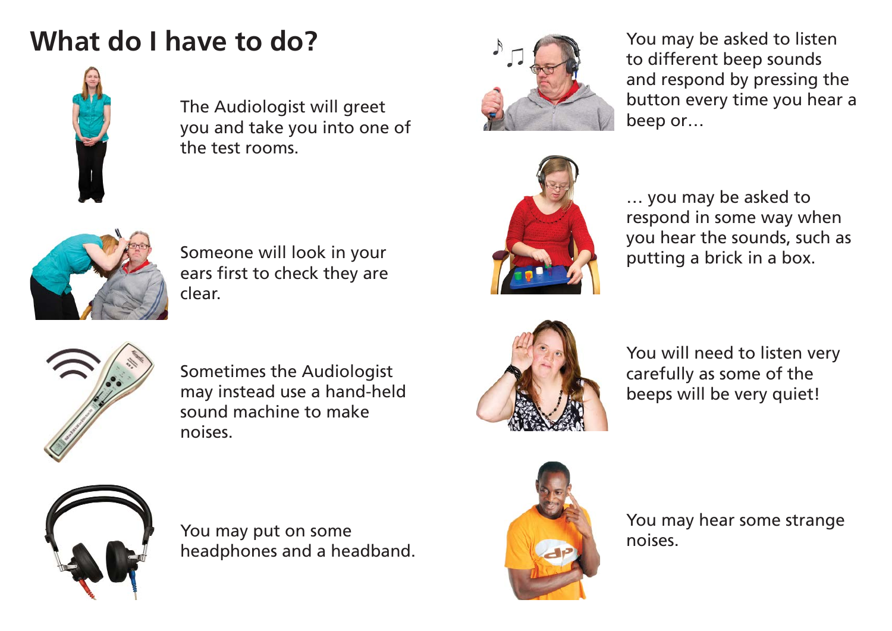# What do I have to do?

The Audiologist will greet you and take you into one of the test rooms.

Someone will look in your ears first to check they are clear.

Sometimes the Audiologist may instead use a hand-held sound machine to make noises.

You may put on some headphones and a headband.

You may be asked to listen to different beep sounds and respond by pressing the button every time you hear a beep or…

… you may be asked to respond in some way when you hear the sounds, such as putting a brick in a box.

You will need to listen very carefully as some of the beeps will be very quiet!

You may hear some strange noises.